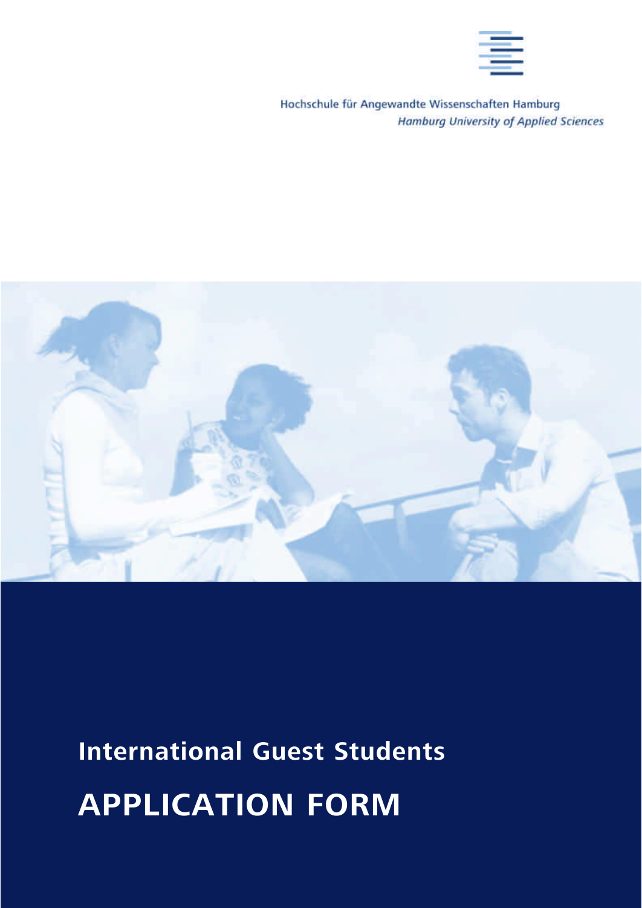Hochschule für Angewandte Wissenschaften Hamburg

*Hamburg University of Applied Sciences*

## International Guest Students

# APPLICATION FORM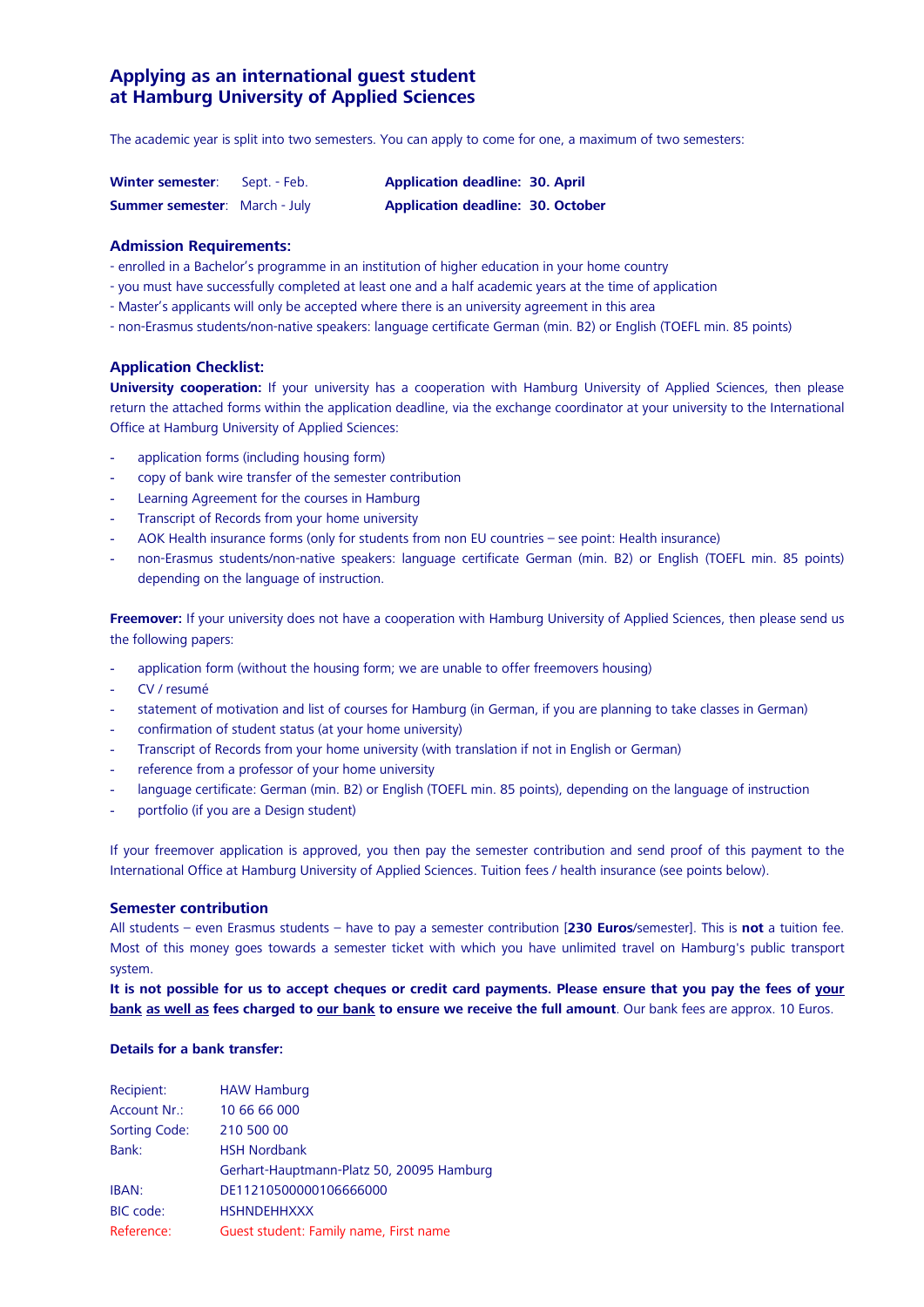# Applying as an international guest student at Hamburg University of Applied Sciences

The academic year is split into two semesters. You can apply to come for one, a maximum of two semesters:

| | | | |
|---|---|---|---|
| **Winter semester**: | Sept. - Feb. | **Application deadline:** | **30. April** |
| **Summer semester**: | March - July | **Application deadline:** | **30. October** |

### Admission Requirements:

- enrolled in a Bachelor's programme in an institution of higher education in your home country
- you must have successfully completed at least one and a half academic years at the time of application
- Master's applicants will only be accepted where there is an university agreement in this area
- non-Erasmus students/non-native speakers: language certificate German (min. B2) or English (TOEFL min. 85 points)

### Application Checklist:

**University cooperation:** If your university has a cooperation with Hamburg University of Applied Sciences, then please return the attached forms within the application deadline, via the exchange coordinator at your university to the International Office at Hamburg University of Applied Sciences:

- application forms (including housing form)
- copy of bank wire transfer of the semester contribution
- Learning Agreement for the courses in Hamburg
- Transcript of Records from your home university
- AOK Health insurance forms (only for students from non EU countries – see point: Health insurance)
- non-Erasmus students/non-native speakers: language certificate German (min. B2) or English (TOEFL min. 85 points) depending on the language of instruction.

**Freemover:** If your university does not have a cooperation with Hamburg University of Applied Sciences, then please send us the following papers:

- application form (without the housing form; we are unable to offer freemovers housing)
- CV / resumé
- statement of motivation and list of courses for Hamburg (in German, if you are planning to take classes in German)
- confirmation of student status (at your home university)
- Transcript of Records from your home university (with translation if not in English or German)
- reference from a professor of your home university
- language certificate: German (min. B2) or English (TOEFL min. 85 points), depending on the language of instruction
- portfolio (if you are a Design student)

If your freemover application is approved, you then pay the semester contribution and send proof of this payment to the International Office at Hamburg University of Applied Sciences. Tuition fees / health insurance (see points below).

### Semester contribution

All students – even Erasmus students – have to pay a semester contribution [**230 Euros**/semester]. This is **not** a tuition fee. Most of this money goes towards a semester ticket with which you have unlimited travel on Hamburg's public transport system.

**It is not possible for us to accept cheques or credit card payments. Please ensure that you pay the fees of <u>your bank</u> <u>as well as</u> fees charged to <u>our bank</u> to ensure we receive the full amount**. Our bank fees are approx. 10 Euros.

**Details for a bank transfer:**

| | |
|---|---|
| Recipient: | HAW Hamburg |
| Account Nr.: | 10 66 66 000 |
| Sorting Code: | 210 500 00 |
| Bank: | HSH Nordbank<br>Gerhart-Hauptmann-Platz 50, 20095 Hamburg |
| IBAN: | DE11210500000106666000 |
| BIC code: | HSHNDEHHXXX |
| Reference: | Guest student: Family name, First name |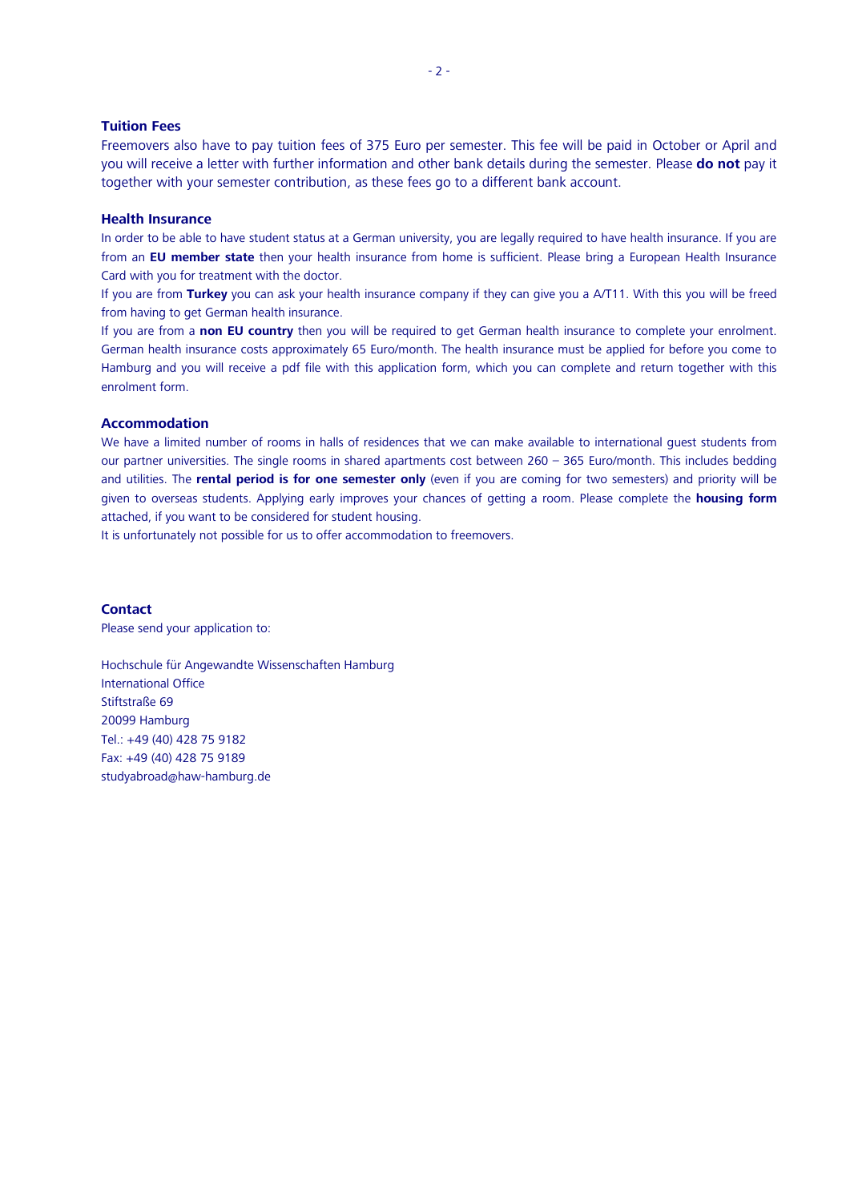## Tuition Fees

Freemovers also have to pay tuition fees of 375 Euro per semester. This fee will be paid in October or April and you will receive a letter with further information and other bank details during the semester. Please **do not** pay it together with your semester contribution, as these fees go to a different bank account.

## Health Insurance

In order to be able to have student status at a German university, you are legally required to have health insurance. If you are from an **EU member state** then your health insurance from home is sufficient. Please bring a European Health Insurance Card with you for treatment with the doctor.

If you are from **Turkey** you can ask your health insurance company if they can give you a A/T11. With this you will be freed from having to get German health insurance.

If you are from a **non EU country** then you will be required to get German health insurance to complete your enrolment. German health insurance costs approximately 65 Euro/month. The health insurance must be applied for before you come to Hamburg and you will receive a pdf file with this application form, which you can complete and return together with this enrolment form.

## Accommodation

We have a limited number of rooms in halls of residences that we can make available to international guest students from our partner universities. The single rooms in shared apartments cost between 260 – 365 Euro/month. This includes bedding and utilities. The **rental period is for one semester only** (even if you are coming for two semesters) and priority will be given to overseas students. Applying early improves your chances of getting a room. Please complete the **housing form** attached, if you want to be considered for student housing.

It is unfortunately not possible for us to offer accommodation to freemovers.

## Contact

Please send your application to:

Hochschule für Angewandte Wissenschaften Hamburg
International Office
Stiftstraße 69
20099 Hamburg
Tel.: +49 (40) 428 75 9182
Fax: +49 (40) 428 75 9189
studyabroad@haw-hamburg.de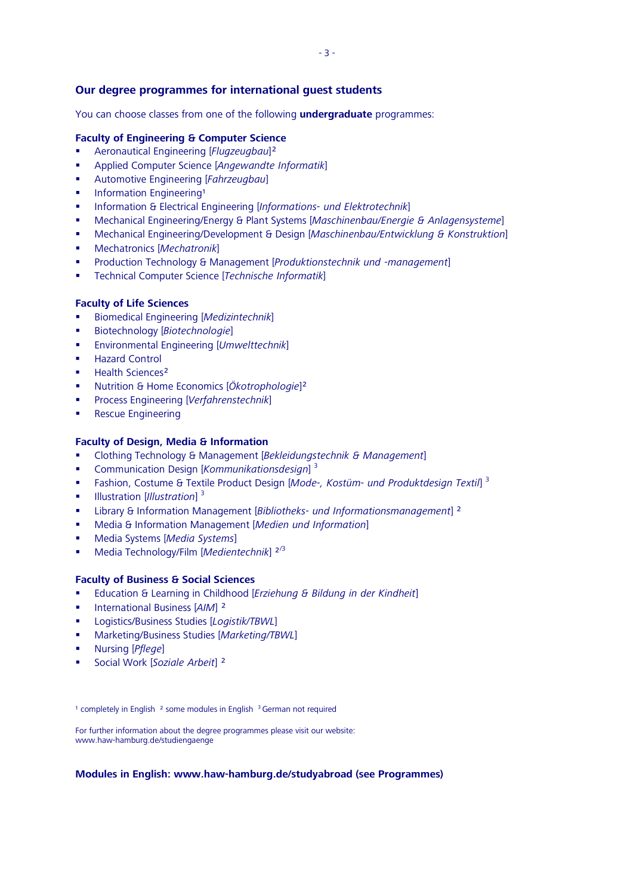## Our degree programmes for international guest students

You can choose classes from one of the following **undergraduate** programmes:

### Faculty of Engineering & Computer Science

- Aeronautical Engineering [*Flugzeugbau*][2]
- Applied Computer Science [*Angewandte Informatik*]
- Automotive Engineering [*Fahrzeugbau*]
- Information Engineering[1]
- Information & Electrical Engineering [*Informations- und Elektrotechnik*]
- Mechanical Engineering/Energy & Plant Systems [*Maschinenbau/Energie & Anlagensysteme*]
- Mechanical Engineering/Development & Design [*Maschinenbau/Entwicklung & Konstruktion*]
- Mechatronics [*Mechatronik*]
- Production Technology & Management [*Produktionstechnik und -management*]
- Technical Computer Science [*Technische Informatik*]

### Faculty of Life Sciences

- Biomedical Engineering [*Medizintechnik*]
- Biotechnology [*Biotechnologie*]
- Environmental Engineering [*Umwelttechnik*]
- Hazard Control
- Health Sciences[2]
- Nutrition & Home Economics [*Ökotrophologie*][2]
- Process Engineering [*Verfahrenstechnik*]
- Rescue Engineering

### Faculty of Design, Media & Information

- Clothing Technology & Management [*Bekleidungstechnik & Management*]
- Communication Design [*Kommunikationsdesign*] [3]
- Fashion, Costume & Textile Product Design [*Mode-, Kostüm- und Produktdesign Textil*] [3]
- Illustration [*Illustration*] [3]
- Library & Information Management [*Bibliotheks- und Informationsmanagement*] [2]
- Media & Information Management [*Medien und Information*]
- Media Systems [*Media Systems*]
- Media Technology/Film [*Medientechnik*] [2/3]

### Faculty of Business & Social Sciences

- Education & Learning in Childhood [*Erziehung & Bildung in der Kindheit*]
- International Business [*AIM*] [2]
- Logistics/Business Studies [*Logistik/TBWL*]
- Marketing/Business Studies [*Marketing/TBWL*]
- Nursing [*Pflege*]
- Social Work [*Soziale Arbeit*] [2]

[1] completely in English [2] some modules in English [3] German not required

For further information about the degree programmes please visit our website:
www.haw-hamburg.de/studiengaenge

**Modules in English: www.haw-hamburg.de/studyabroad (see Programmes)**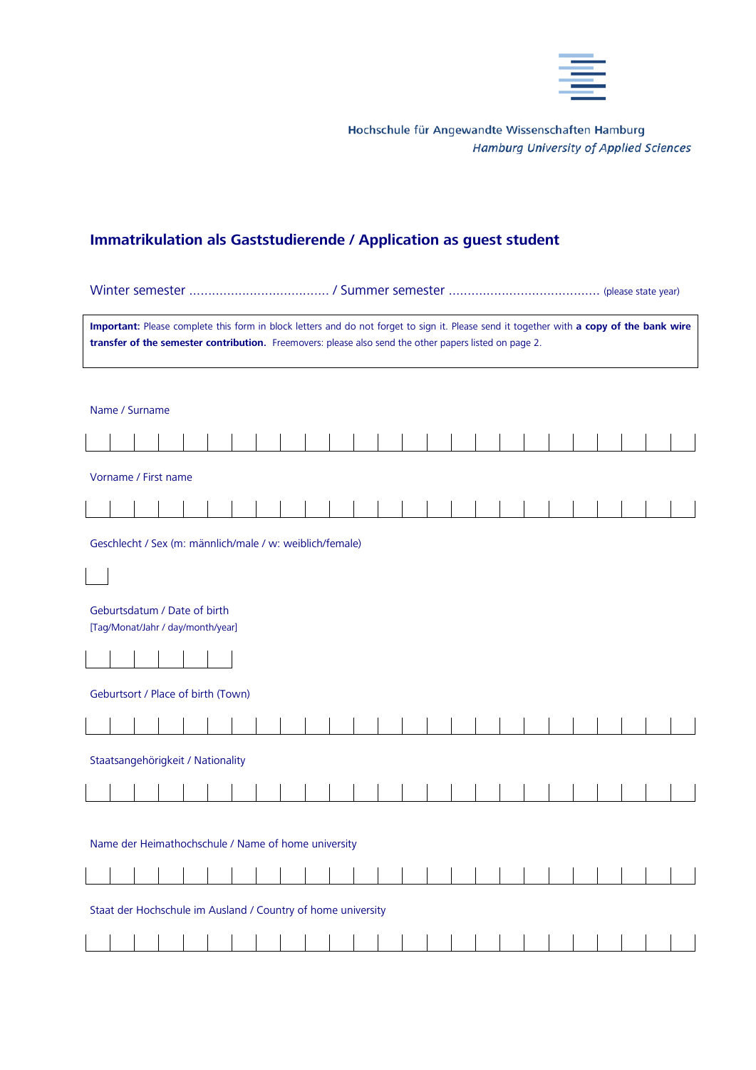Hochschule für Angewandte Wissenschaften Hamburg
*Hamburg University of Applied Sciences*

## Immatrikulation als Gaststudierende / Application as guest student

Winter semester .................................... / Summer semester ....................................... (please state year)

> **Important:** Please complete this form in block letters and do not forget to sign it. Please send it together with **a copy of the bank wire transfer of the semester contribution.** Freemovers: please also send the other papers listed on page 2.

Name / Surname

| | | | | | | | | | | | | | | | | | | | | | | | | |
|---|---|---|---|---|---|---|---|---|---|---|---|---|---|---|---|---|---|---|---|---|---|---|---|---|

Vorname / First name

| | | | | | | | | | | | | | | | | | | | | | | | | |
|---|---|---|---|---|---|---|---|---|---|---|---|---|---|---|---|---|---|---|---|---|---|---|---|---|

Geschlecht / Sex (m: männlich/male / w: weiblich/female)

| |
|---|

Geburtsdatum / Date of birth
[Tag/Monat/Jahr / day/month/year]

| | | | | | |
|---|---|---|---|---|---|

Geburtsort / Place of birth (Town)

| | | | | | | | | | | | | | | | | | | | | | | | | |
|---|---|---|---|---|---|---|---|---|---|---|---|---|---|---|---|---|---|---|---|---|---|---|---|---|

Staatsangehörigkeit / Nationality

| | | | | | | | | | | | | | | | | | | | | | | | | |
|---|---|---|---|---|---|---|---|---|---|---|---|---|---|---|---|---|---|---|---|---|---|---|---|---|

Name der Heimathochschule / Name of home university

| | | | | | | | | | | | | | | | | | | | | | | | | |
|---|---|---|---|---|---|---|---|---|---|---|---|---|---|---|---|---|---|---|---|---|---|---|---|---|

Staat der Hochschule im Ausland / Country of home university

| | | | | | | | | | | | | | | | | | | | | | | | | |
|---|---|---|---|---|---|---|---|---|---|---|---|---|---|---|---|---|---|---|---|---|---|---|---|---|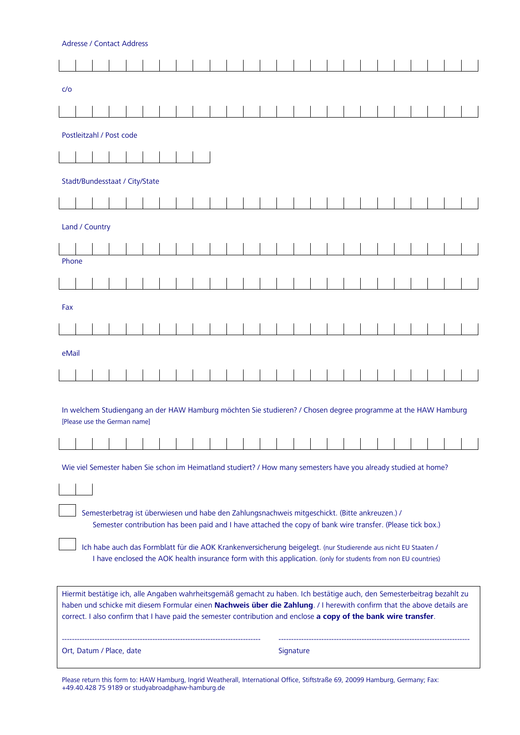Adresse / Contact Address

c/o

Postleitzahl / Post code

Stadt/Bundesstaat / City/State

Land / Country

Phone

Fax

eMail

In welchem Studiengang an der HAW Hamburg möchten Sie studieren? / Chosen degree programme at the HAW Hamburg
[Please use the German name]

Wie viel Semester haben Sie schon im Heimatland studiert? / How many semesters have you already studied at home?

☐ Semesterbetrag ist überwiesen und habe den Zahlungsnachweis mitgeschickt. (Bitte ankreuzen.) /
Semester contribution has been paid and I have attached the copy of bank wire transfer. (Please tick box.)

☐ Ich habe auch das Formblatt für die AOK Krankenversicherung beigelegt. (nur Studierende aus nicht EU Staaten /
I have enclosed the AOK health insurance form with this application. (only for students from non EU countries)

Hiermit bestätige ich, alle Angaben wahrheitsgemäß gemacht zu haben. Ich bestätige auch, den Semesterbeitrag bezahlt zu haben und schicke mit diesem Formular einen **Nachweis über die Zahlung**. / I herewith confirm that the above details are correct. I also confirm that I have paid the semester contribution and enclose **a copy of the bank wire transfer**.

------------------------------------------------------------------------------ ---------------------------------------------------------------------------

Ort, Datum / Place, date Signature

Please return this form to: HAW Hamburg, Ingrid Weatherall, International Office, Stiftstraße 69, 20099 Hamburg, Germany; Fax: +49.40.428 75 9189 or studyabroad@haw-hamburg.de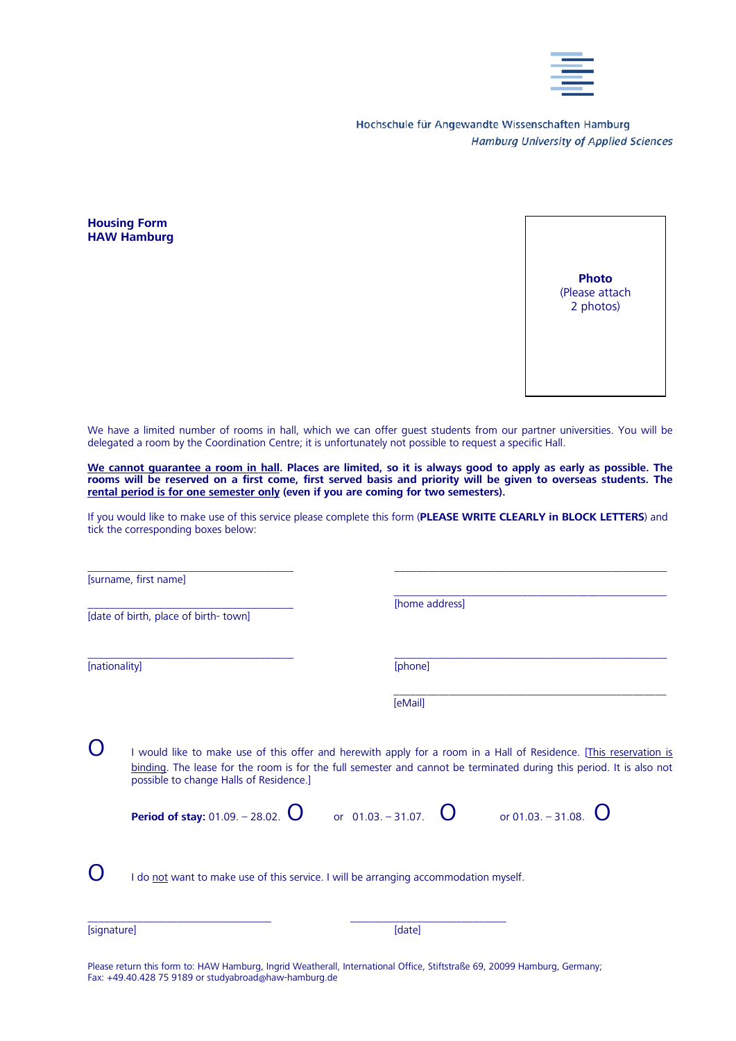Hochschule für Angewandte Wissenschaften Hamburg
*Hamburg University of Applied Sciences*

**Housing Form**
**HAW Hamburg**

**Photo**
(Please attach 2 photos)

We have a limited number of rooms in hall, which we can offer guest students from our partner universities. You will be delegated a room by the Coordination Centre; it is unfortunately not possible to request a specific Hall.

**<u>We cannot guarantee a room in hall</u>. Places are limited, so it is always good to apply as early as possible. The rooms will be reserved on a first come, first served basis and priority will be given to overseas students. The <u>rental period is for one semester only</u> (even if you are coming for two semesters).**

If you would like to make use of this service please complete this form (**PLEASE WRITE CLEARLY in BLOCK LETTERS**) and tick the corresponding boxes below:

_________________________________
[surname, first name]

_________________________________
[date of birth, place of birth- town]

_________________________________
[nationality]

_________________________________
_________________________________
[home address]

_________________________________
[phone]

_________________________________
[eMail]

O I would like to make use of this offer and herewith apply for a room in a Hall of Residence. [<u>This reservation is binding</u>. The lease for the room is for the full semester and cannot be terminated during this period. It is also not possible to change Halls of Residence.]

**Period of stay:** 01.09. – 28.02. O or 01.03. – 31.07. O or 01.03. – 31.08. O

O I do <u>not</u> want to make use of this service. I will be arranging accommodation myself.

_________________________________
[signature]

_________________________________
[date]

Please return this form to: HAW Hamburg, Ingrid Weatherall, International Office, Stiftstraße 69, 20099 Hamburg, Germany; Fax: +49.40.428 75 9189 or studyabroad@haw-hamburg.de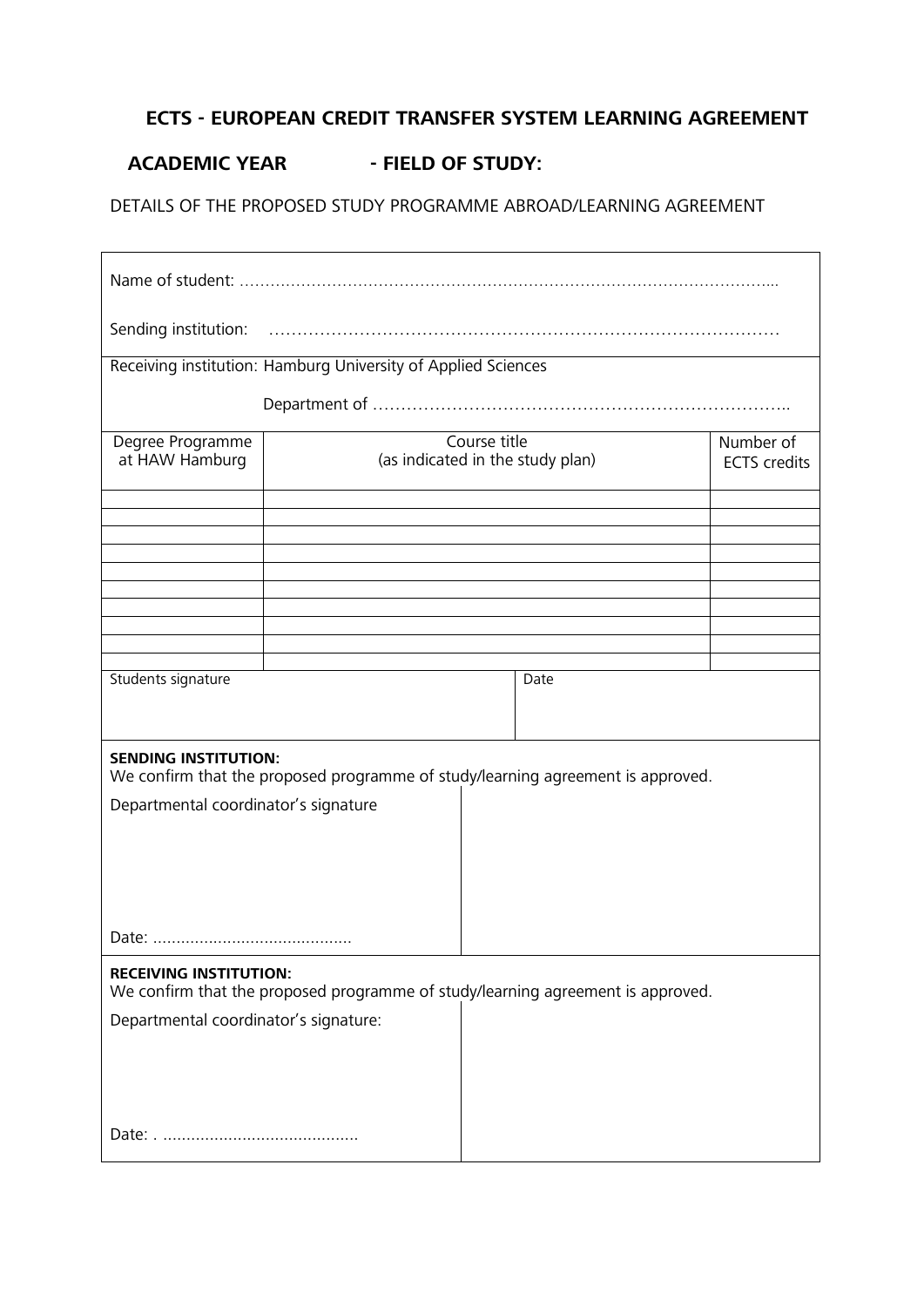## ECTS - EUROPEAN CREDIT TRANSFER SYSTEM LEARNING AGREEMENT

### ACADEMIC YEAR - FIELD OF STUDY:

DETAILS OF THE PROPOSED STUDY PROGRAMME ABROAD/LEARNING AGREEMENT

Name of student: ………………………………………………………………………………………...

Sending institution: ……………………………………………………………………………

Receiving institution: Hamburg University of Applied Sciences

Department of ………………………………………………………………..

| Degree Programme at HAW Hamburg | Course title (as indicated in the study plan) | Number of ECTS credits |
|---|---|---|
| | | |
| | | |
| | | |
| | | |
| | | |
| | | |
| | | |
| | | |
| | | |
| | | |

| Students signature | Date |
|---|---|
| | |

**SENDING INSTITUTION:**
We confirm that the proposed programme of study/learning agreement is approved.

Departmental coordinator's signature

Date: ..........................................

**RECEIVING INSTITUTION:**
We confirm that the proposed programme of study/learning agreement is approved.

Departmental coordinator's signature:

Date: . .........................................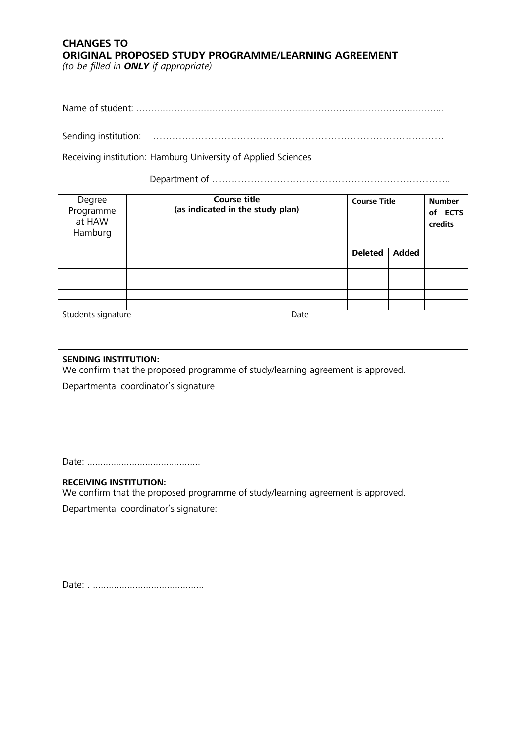**CHANGES TO**
**ORIGINAL PROPOSED STUDY PROGRAMME/LEARNING AGREEMENT**
*(to be filled in **ONLY** if appropriate)*

Name of student: ……………………………………………………………………………………………...

Sending institution: ………………………………………………………………………………

Receiving institution: Hamburg University of Applied Sciences

Department of ………………………………………………………………..

| Degree Programme at HAW Hamburg | **Course title (as indicated in the study plan)** | **Course Title** | | **Number of ECTS credits** |
|---|---|---|---|---|
| | | **Deleted** | **Added** | |
| | | | | |
| | | | | |
| | | | | |
| | | | | |
| | | | | |

| | |
|---|---|
| Students signature | Date |

**SENDING INSTITUTION:**
We confirm that the proposed programme of study/learning agreement is approved.

Departmental coordinator's signature

Date: ……………………………………

**RECEIVING INSTITUTION:**
We confirm that the proposed programme of study/learning agreement is approved.

Departmental coordinator's signature:

Date: . ……………………………………